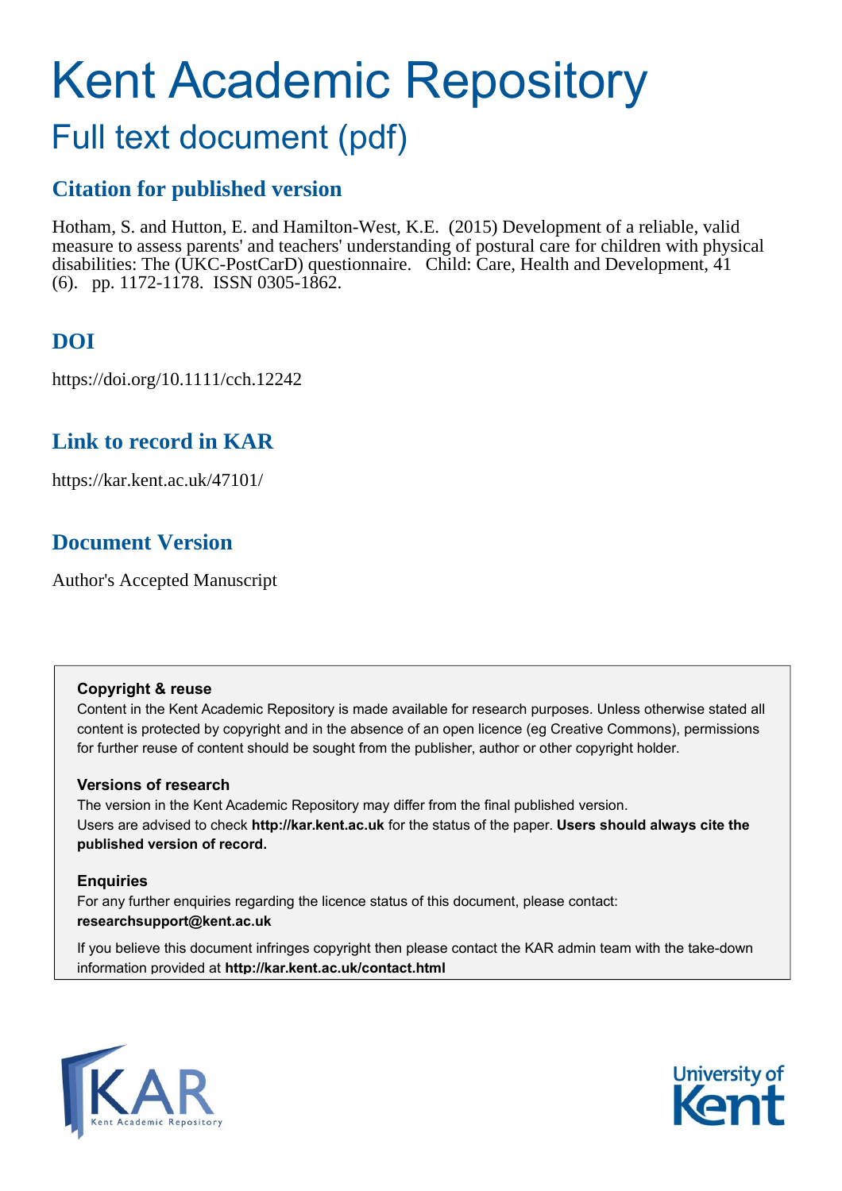# Kent Academic Repository

## Full text document (pdf)

## Citation for published version

Hotham, S. and Hutton, E. and Hamilton-West, K.E. (2015) Development of a reliable, valid measure to assess parents' and teachers' understanding of postural care for children with physical disabilities: The (UKC-PostCarD) questionnaire. Child: Care, Health and Development, 41 (6). pp. 1172-1178. ISSN 0305-1862.

## DOI

https://doi.org/10.1111/cch.12242

## Link to record in KAR

https://kar.kent.ac.uk/47101/

## Document Version

Author's Accepted Manuscript

**Copyright & reuse**

Content in the Kent Academic Repository is made available for research purposes. Unless otherwise stated all content is protected by copyright and in the absence of an open licence (eg Creative Commons), permissions for further reuse of content should be sought from the publisher, author or other copyright holder.

**Versions of research**

The version in the Kent Academic Repository may differ from the final published version. Users are advised to check **http://kar.kent.ac.uk** for the status of the paper. **Users should always cite the published version of record.**

**Enquiries**

For any further enquiries regarding the licence status of this document, please contact: **researchsupport@kent.ac.uk**

If you believe this document infringes copyright then please contact the KAR admin team with the take-down information provided at **http://kar.kent.ac.uk/contact.html**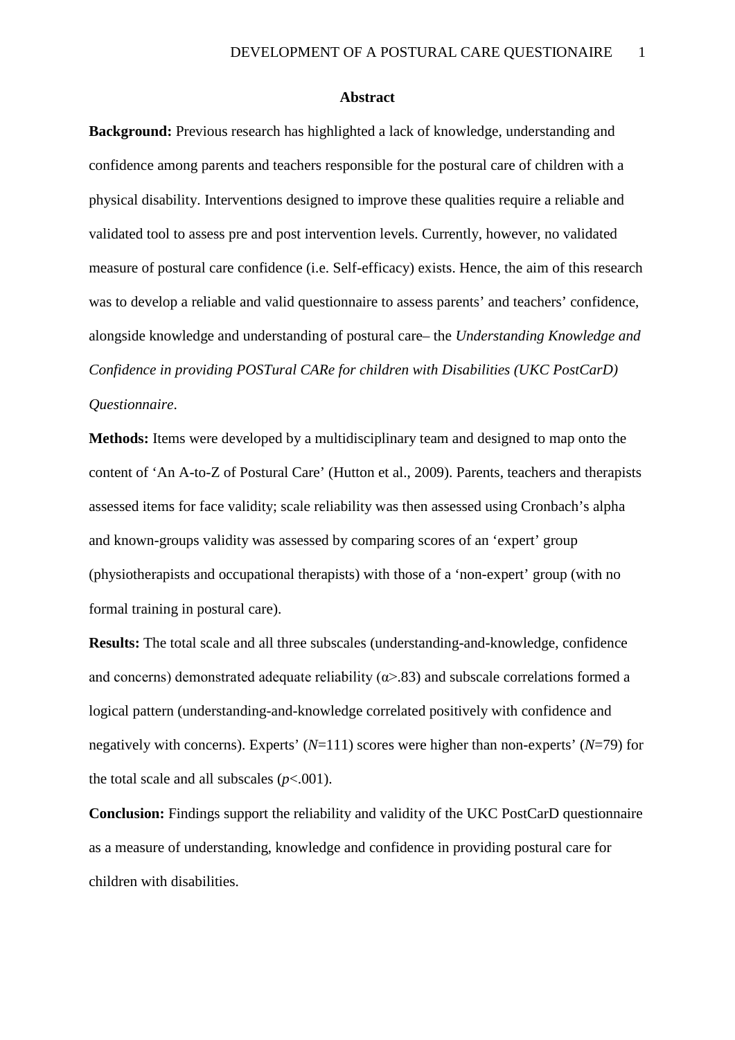## Abstract

**Background:** Previous research has highlighted a lack of knowledge, understanding and confidence among parents and teachers responsible for the postural care of children with a physical disability. Interventions designed to improve these qualities require a reliable and validated tool to assess pre and post intervention levels. Currently, however, no validated measure of postural care confidence (i.e. Self-efficacy) exists. Hence, the aim of this research was to develop a reliable and valid questionnaire to assess parents' and teachers' confidence, alongside knowledge and understanding of postural care– the *Understanding Knowledge and Confidence in providing POSTural CARe for children with Disabilities (UKC PostCarD) Questionnaire*.

**Methods:** Items were developed by a multidisciplinary team and designed to map onto the content of 'An A-to-Z of Postural Care' (Hutton et al., 2009). Parents, teachers and therapists assessed items for face validity; scale reliability was then assessed using Cronbach's alpha and known-groups validity was assessed by comparing scores of an 'expert' group (physiotherapists and occupational therapists) with those of a 'non-expert' group (with no formal training in postural care).

**Results:** The total scale and all three subscales (understanding-and-knowledge, confidence and concerns) demonstrated adequate reliability ($\alpha>.83$) and subscale correlations formed a logical pattern (understanding-and-knowledge correlated positively with confidence and negatively with concerns). Experts' ($N$=111) scores were higher than non-experts' ($N$=79) for the total scale and all subscales ($p<.001$).

**Conclusion:** Findings support the reliability and validity of the UKC PostCarD questionnaire as a measure of understanding, knowledge and confidence in providing postural care for children with disabilities.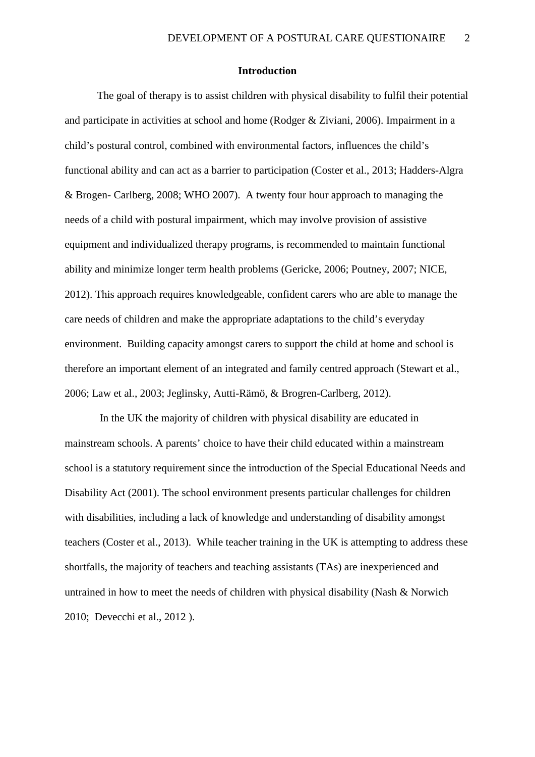## Introduction

The goal of therapy is to assist children with physical disability to fulfil their potential and participate in activities at school and home (Rodger & Ziviani, 2006). Impairment in a child's postural control, combined with environmental factors, influences the child's functional ability and can act as a barrier to participation (Coster et al., 2013; Hadders-Algra & Brogen- Carlberg, 2008; WHO 2007). A twenty four hour approach to managing the needs of a child with postural impairment, which may involve provision of assistive equipment and individualized therapy programs, is recommended to maintain functional ability and minimize longer term health problems (Gericke, 2006; Poutney, 2007; NICE, 2012). This approach requires knowledgeable, confident carers who are able to manage the care needs of children and make the appropriate adaptations to the child's everyday environment. Building capacity amongst carers to support the child at home and school is therefore an important element of an integrated and family centred approach (Stewart et al., 2006; Law et al., 2003; Jeglinsky, Autti-Rämö, & Brogren-Carlberg, 2012).

In the UK the majority of children with physical disability are educated in mainstream schools. A parents' choice to have their child educated within a mainstream school is a statutory requirement since the introduction of the Special Educational Needs and Disability Act (2001). The school environment presents particular challenges for children with disabilities, including a lack of knowledge and understanding of disability amongst teachers (Coster et al., 2013). While teacher training in the UK is attempting to address these shortfalls, the majority of teachers and teaching assistants (TAs) are inexperienced and untrained in how to meet the needs of children with physical disability (Nash & Norwich 2010; Devecchi et al., 2012 ).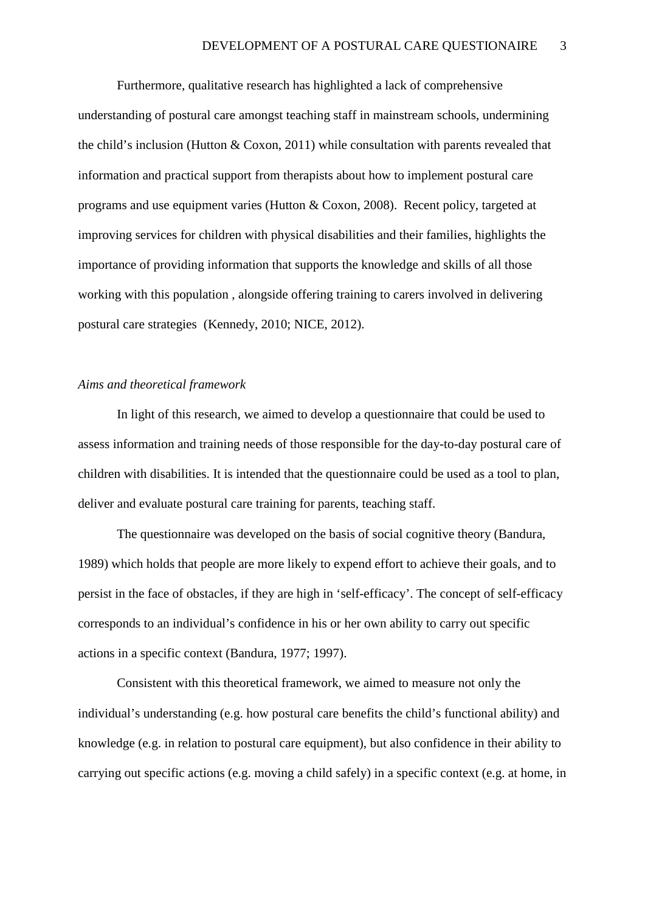Furthermore, qualitative research has highlighted a lack of comprehensive understanding of postural care amongst teaching staff in mainstream schools, undermining the child's inclusion (Hutton & Coxon, 2011) while consultation with parents revealed that information and practical support from therapists about how to implement postural care programs and use equipment varies (Hutton & Coxon, 2008). Recent policy, targeted at improving services for children with physical disabilities and their families, highlights the importance of providing information that supports the knowledge and skills of all those working with this population , alongside offering training to carers involved in delivering postural care strategies (Kennedy, 2010; NICE, 2012).

*Aims and theoretical framework*

In light of this research, we aimed to develop a questionnaire that could be used to assess information and training needs of those responsible for the day-to-day postural care of children with disabilities. It is intended that the questionnaire could be used as a tool to plan, deliver and evaluate postural care training for parents, teaching staff.

The questionnaire was developed on the basis of social cognitive theory (Bandura, 1989) which holds that people are more likely to expend effort to achieve their goals, and to persist in the face of obstacles, if they are high in 'self-efficacy'. The concept of self-efficacy corresponds to an individual's confidence in his or her own ability to carry out specific actions in a specific context (Bandura, 1977; 1997).

Consistent with this theoretical framework, we aimed to measure not only the individual's understanding (e.g. how postural care benefits the child's functional ability) and knowledge (e.g. in relation to postural care equipment), but also confidence in their ability to carrying out specific actions (e.g. moving a child safely) in a specific context (e.g. at home, in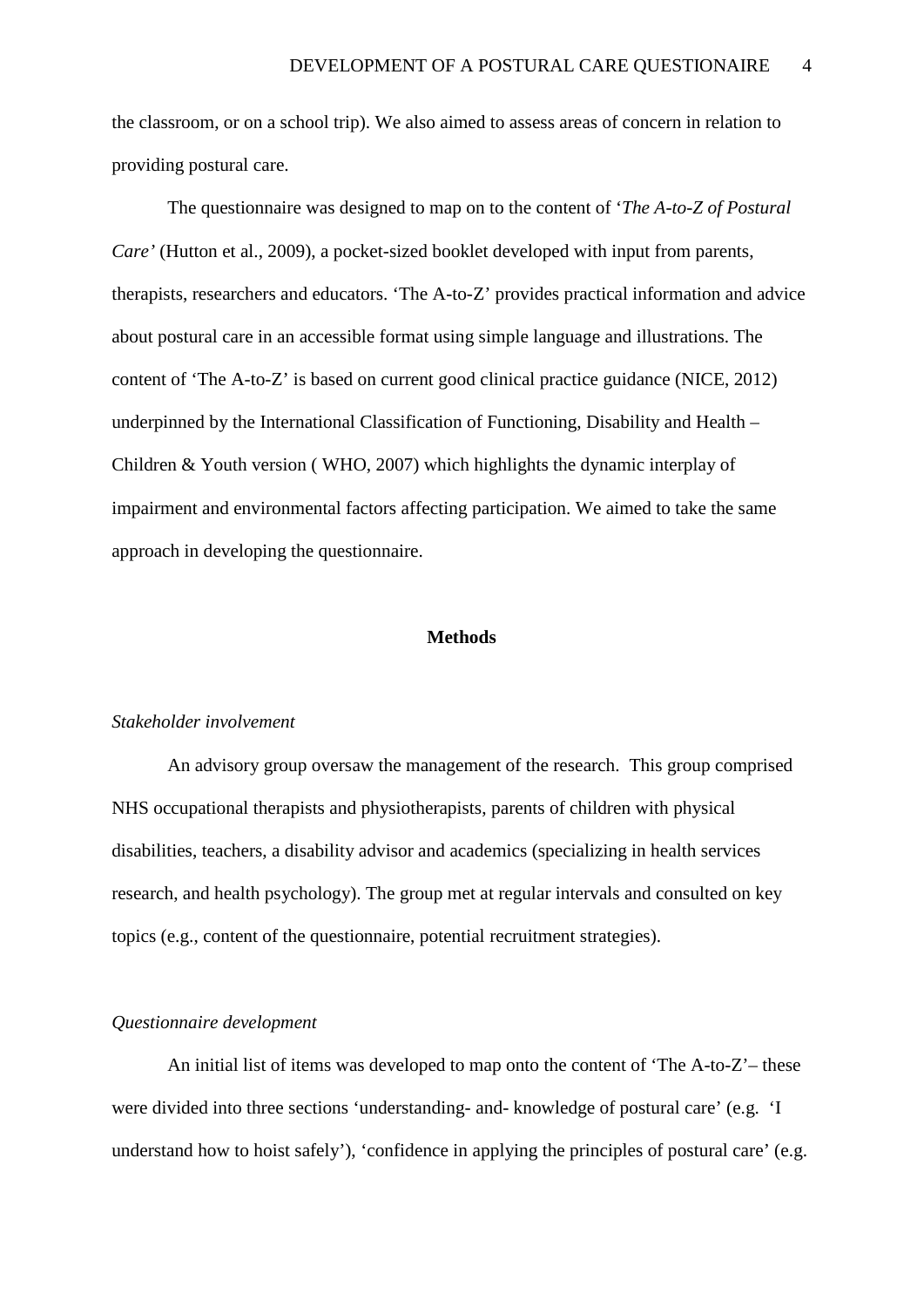the classroom, or on a school trip). We also aimed to assess areas of concern in relation to providing postural care.

The questionnaire was designed to map on to the content of '*The A-to-Z of Postural Care'* (Hutton et al., 2009), a pocket-sized booklet developed with input from parents, therapists, researchers and educators. 'The A-to-Z' provides practical information and advice about postural care in an accessible format using simple language and illustrations. The content of 'The A-to-Z' is based on current good clinical practice guidance (NICE, 2012) underpinned by the International Classification of Functioning, Disability and Health – Children & Youth version ( WHO, 2007) which highlights the dynamic interplay of impairment and environmental factors affecting participation. We aimed to take the same approach in developing the questionnaire.

## Methods

### *Stakeholder involvement*

An advisory group oversaw the management of the research. This group comprised NHS occupational therapists and physiotherapists, parents of children with physical disabilities, teachers, a disability advisor and academics (specializing in health services research, and health psychology). The group met at regular intervals and consulted on key topics (e.g., content of the questionnaire, potential recruitment strategies).

### *Questionnaire development*

An initial list of items was developed to map onto the content of 'The A-to-Z'– these were divided into three sections 'understanding- and- knowledge of postural care' (e.g. 'I understand how to hoist safely'), 'confidence in applying the principles of postural care' (e.g.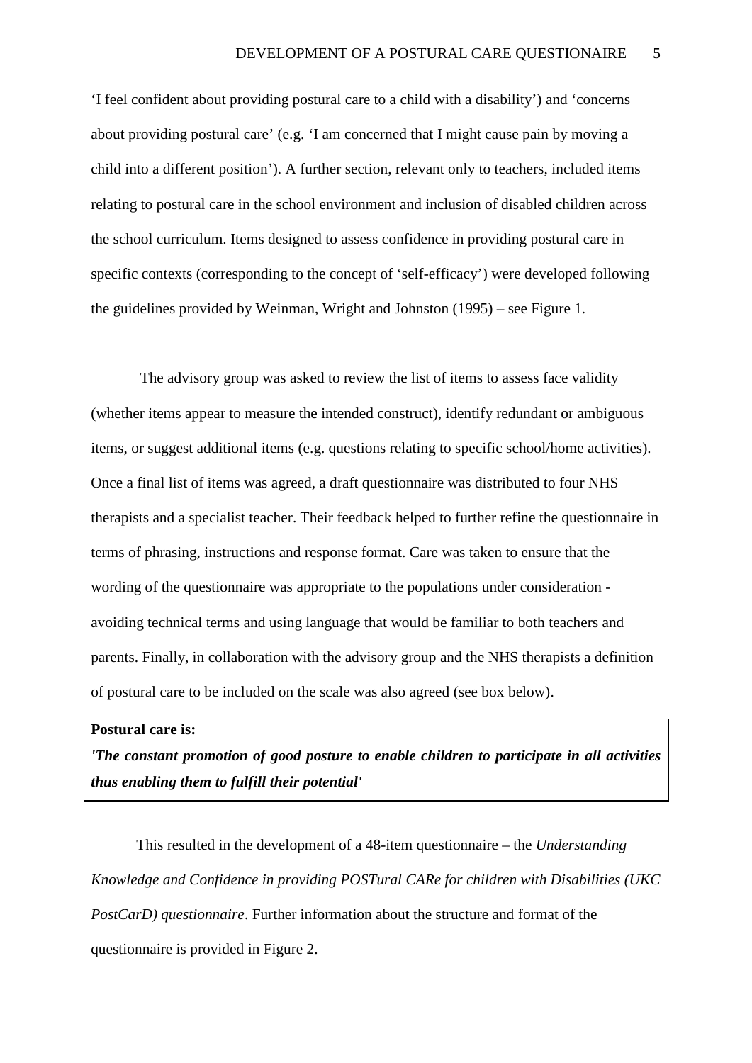'I feel confident about providing postural care to a child with a disability') and 'concerns about providing postural care' (e.g. 'I am concerned that I might cause pain by moving a child into a different position'). A further section, relevant only to teachers, included items relating to postural care in the school environment and inclusion of disabled children across the school curriculum. Items designed to assess confidence in providing postural care in specific contexts (corresponding to the concept of 'self-efficacy') were developed following the guidelines provided by Weinman, Wright and Johnston (1995) – see Figure 1.

The advisory group was asked to review the list of items to assess face validity (whether items appear to measure the intended construct), identify redundant or ambiguous items, or suggest additional items (e.g. questions relating to specific school/home activities). Once a final list of items was agreed, a draft questionnaire was distributed to four NHS therapists and a specialist teacher. Their feedback helped to further refine the questionnaire in terms of phrasing, instructions and response format. Care was taken to ensure that the wording of the questionnaire was appropriate to the populations under consideration - avoiding technical terms and using language that would be familiar to both teachers and parents. Finally, in collaboration with the advisory group and the NHS therapists a definition of postural care to be included on the scale was also agreed (see box below).

**Postural care is:**
***'The constant promotion of good posture to enable children to participate in all activities thus enabling them to fulfill their potential'***

This resulted in the development of a 48-item questionnaire – the *Understanding Knowledge and Confidence in providing POSTural CARe for children with Disabilities (UKC PostCarD) questionnaire*. Further information about the structure and format of the questionnaire is provided in Figure 2.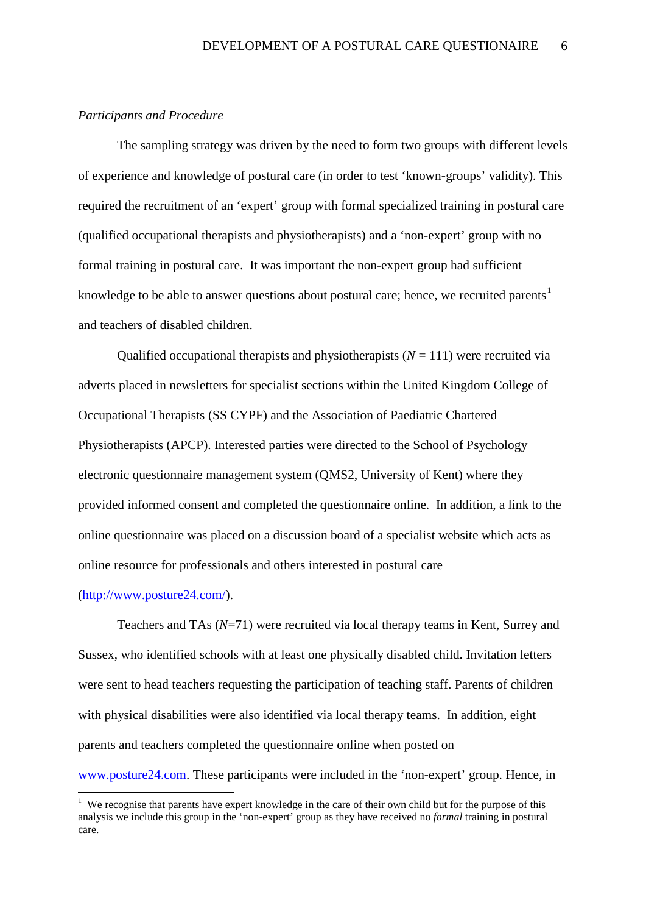*Participants and Procedure*

The sampling strategy was driven by the need to form two groups with different levels of experience and knowledge of postural care (in order to test 'known-groups' validity). This required the recruitment of an 'expert' group with formal specialized training in postural care (qualified occupational therapists and physiotherapists) and a 'non-expert' group with no formal training in postural care. It was important the non-expert group had sufficient knowledge to be able to answer questions about postural care; hence, we recruited parents[1] and teachers of disabled children.

Qualified occupational therapists and physiotherapists ($N$ = 111) were recruited via adverts placed in newsletters for specialist sections within the United Kingdom College of Occupational Therapists (SS CYPF) and the Association of Paediatric Chartered Physiotherapists (APCP). Interested parties were directed to the School of Psychology electronic questionnaire management system (QMS2, University of Kent) where they provided informed consent and completed the questionnaire online. In addition, a link to the online questionnaire was placed on a discussion board of a specialist website which acts as online resource for professionals and others interested in postural care (http://www.posture24.com/).

Teachers and TAs ($N$=71) were recruited via local therapy teams in Kent, Surrey and Sussex, who identified schools with at least one physically disabled child. Invitation letters were sent to head teachers requesting the participation of teaching staff. Parents of children with physical disabilities were also identified via local therapy teams. In addition, eight parents and teachers completed the questionnaire online when posted on www.posture24.com. These participants were included in the 'non-expert' group. Hence, in

---

[1] We recognise that parents have expert knowledge in the care of their own child but for the purpose of this analysis we include this group in the 'non-expert' group as they have received no *formal* training in postural care.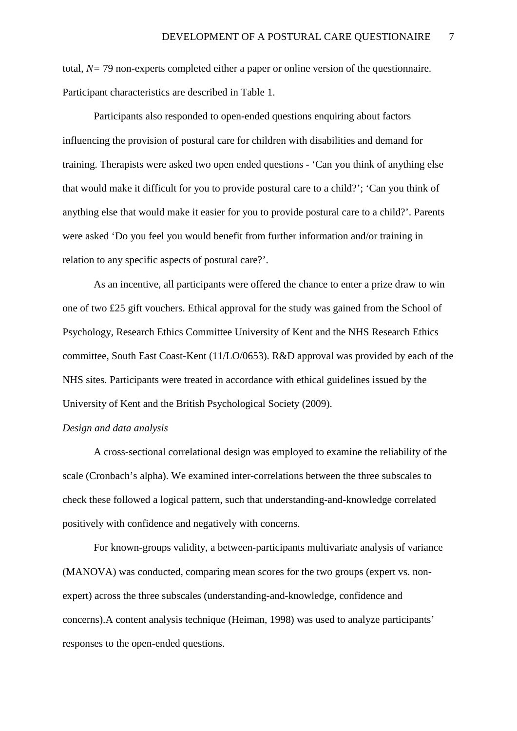total, $N$= 79 non-experts completed either a paper or online version of the questionnaire. Participant characteristics are described in Table 1.

Participants also responded to open-ended questions enquiring about factors influencing the provision of postural care for children with disabilities and demand for training. Therapists were asked two open ended questions - 'Can you think of anything else that would make it difficult for you to provide postural care to a child?'; 'Can you think of anything else that would make it easier for you to provide postural care to a child?'. Parents were asked 'Do you feel you would benefit from further information and/or training in relation to any specific aspects of postural care?'.

As an incentive, all participants were offered the chance to enter a prize draw to win one of two £25 gift vouchers. Ethical approval for the study was gained from the School of Psychology, Research Ethics Committee University of Kent and the NHS Research Ethics committee, South East Coast-Kent (11/LO/0653). R&D approval was provided by each of the NHS sites. Participants were treated in accordance with ethical guidelines issued by the University of Kent and the British Psychological Society (2009).

*Design and data analysis*

A cross-sectional correlational design was employed to examine the reliability of the scale (Cronbach's alpha). We examined inter-correlations between the three subscales to check these followed a logical pattern, such that understanding-and-knowledge correlated positively with confidence and negatively with concerns.

For known-groups validity, a between-participants multivariate analysis of variance (MANOVA) was conducted, comparing mean scores for the two groups (expert vs. non-expert) across the three subscales (understanding-and-knowledge, confidence and concerns).A content analysis technique (Heiman, 1998) was used to analyze participants' responses to the open-ended questions.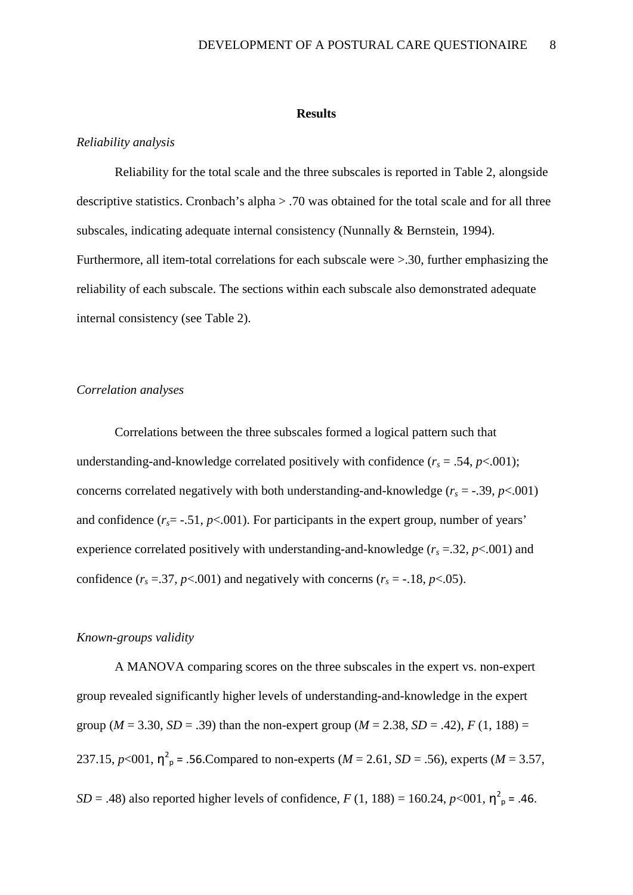## Results

*Reliability analysis*

Reliability for the total scale and the three subscales is reported in Table 2, alongside descriptive statistics. Cronbach's alpha > .70 was obtained for the total scale and for all three subscales, indicating adequate internal consistency (Nunnally & Bernstein, 1994). Furthermore, all item-total correlations for each subscale were >.30, further emphasizing the reliability of each subscale. The sections within each subscale also demonstrated adequate internal consistency (see Table 2).

*Correlation analyses*

Correlations between the three subscales formed a logical pattern such that understanding-and-knowledge correlated positively with confidence ($r_s$ = .54, $p$<.001); concerns correlated negatively with both understanding-and-knowledge ($r_s$ = -.39, $p$<.001) and confidence ($r_s$= -.51, $p$<.001). For participants in the expert group, number of years' experience correlated positively with understanding-and-knowledge ($r_s$ =.32, $p$<.001) and confidence ($r_s$ =.37, $p$<.001) and negatively with concerns ($r_s$ = -.18, $p$<.05).

*Known-groups validity*

A MANOVA comparing scores on the three subscales in the expert vs. non-expert group revealed significantly higher levels of understanding-and-knowledge in the expert group ($M$ = 3.30, $SD$ = .39) than the non-expert group ($M$ = 2.38, $SD$ = .42), $F$ (1, 188) = 237.15, $p$<001, $\eta^2_p$ = .56.Compared to non-experts ($M$ = 2.61, $SD$ = .56), experts ($M$ = 3.57, $SD$ = .48) also reported higher levels of confidence, $F$ (1, 188) = 160.24, $p$<001, $\eta^2_p$ = .46.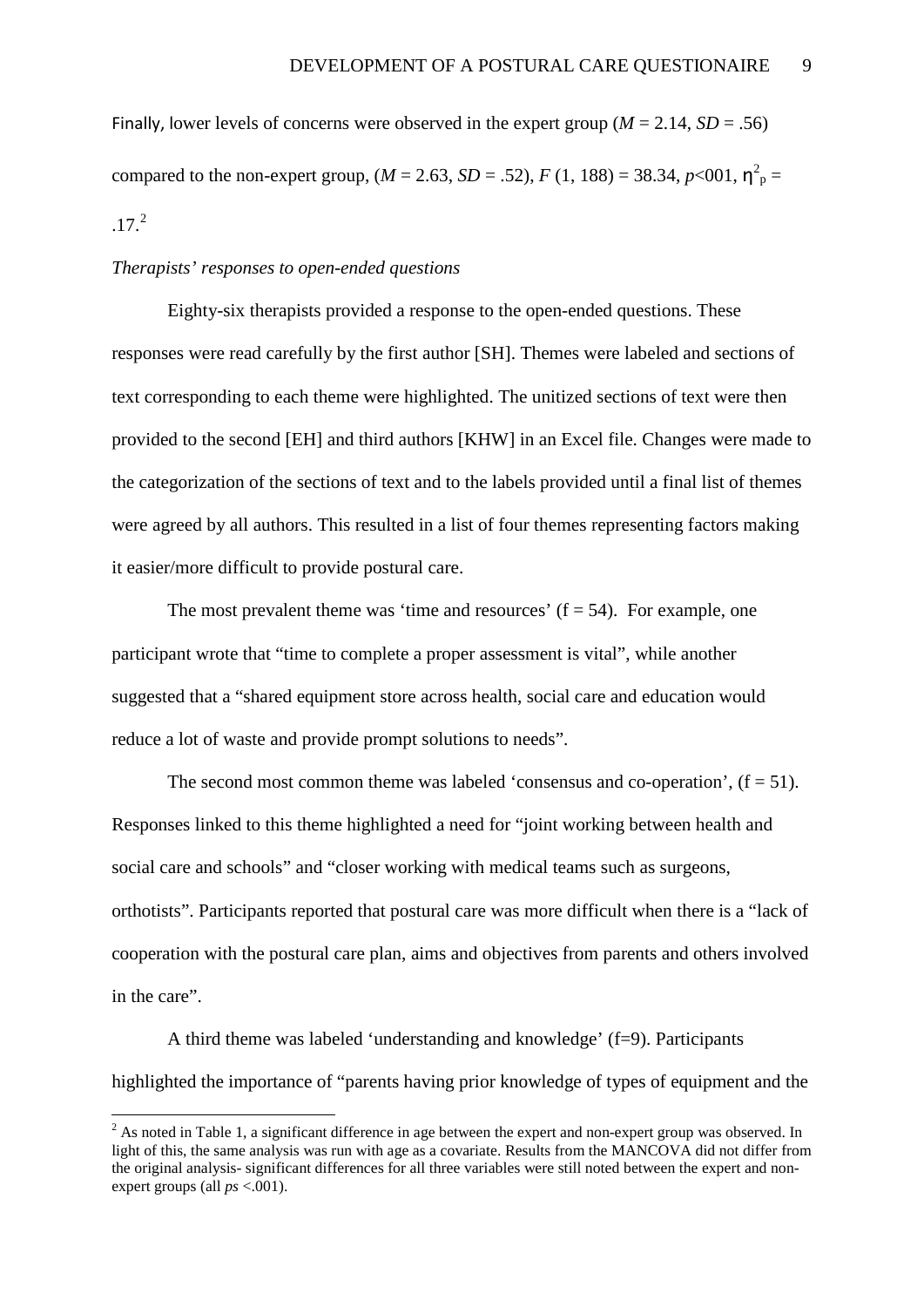Finally, lower levels of concerns were observed in the expert group (*M* = 2.14, *SD* = .56) compared to the non-expert group, (*M* = 2.63, *SD* = .52), $F$ (1, 188) = 38.34, $p$<001, $\eta^2_p$ = .17.[2]

*Therapists' responses to open-ended questions*

Eighty-six therapists provided a response to the open-ended questions. These responses were read carefully by the first author [SH]. Themes were labeled and sections of text corresponding to each theme were highlighted. The unitized sections of text were then provided to the second [EH] and third authors [KHW] in an Excel file. Changes were made to the categorization of the sections of text and to the labels provided until a final list of themes were agreed by all authors. This resulted in a list of four themes representing factors making it easier/more difficult to provide postural care.

The most prevalent theme was 'time and resources' (f = 54). For example, one participant wrote that "time to complete a proper assessment is vital", while another suggested that a "shared equipment store across health, social care and education would reduce a lot of waste and provide prompt solutions to needs".

The second most common theme was labeled 'consensus and co-operation', (f = 51). Responses linked to this theme highlighted a need for "joint working between health and social care and schools" and "closer working with medical teams such as surgeons, orthotists". Participants reported that postural care was more difficult when there is a "lack of cooperation with the postural care plan, aims and objectives from parents and others involved in the care".

A third theme was labeled 'understanding and knowledge' (f=9). Participants highlighted the importance of "parents having prior knowledge of types of equipment and the

[2] As noted in Table 1, a significant difference in age between the expert and non-expert group was observed. In light of this, the same analysis was run with age as a covariate. Results from the MANCOVA did not differ from the original analysis- significant differences for all three variables were still noted between the expert and non-expert groups (all *ps* <.001).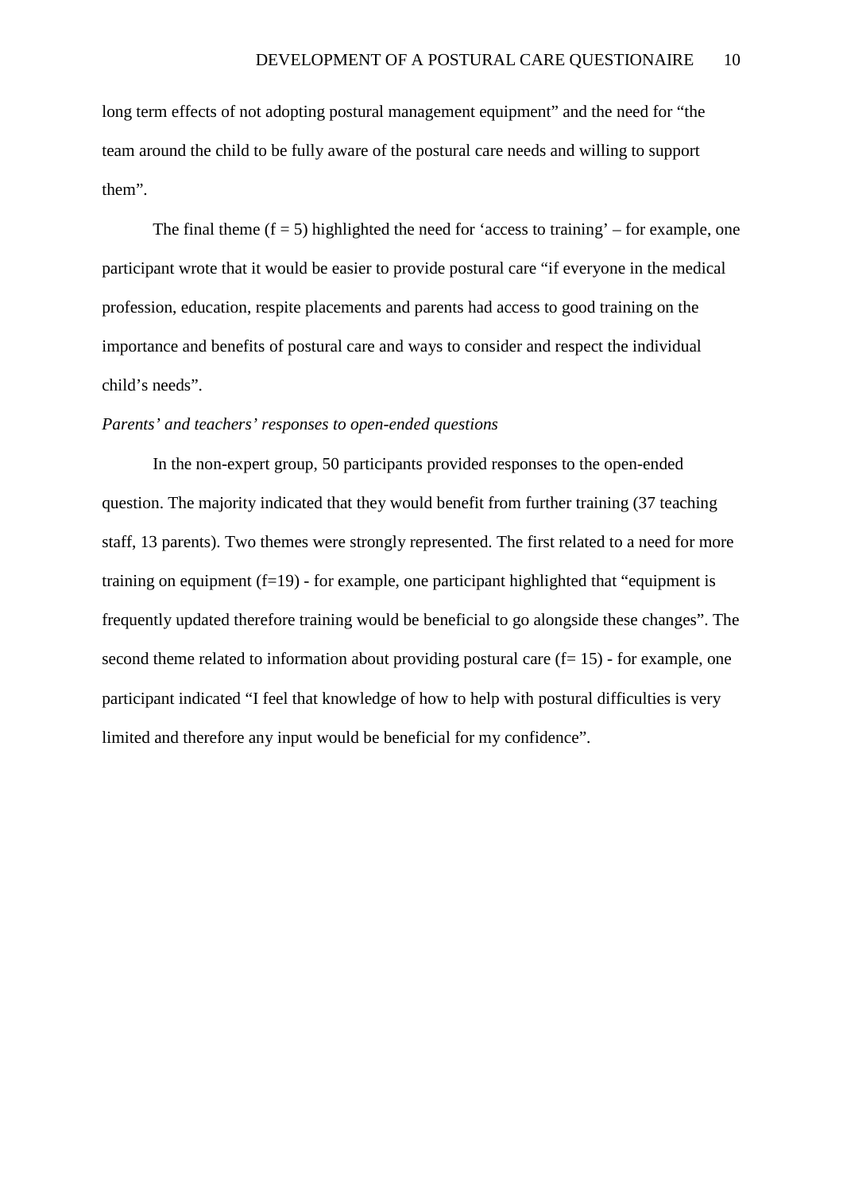long term effects of not adopting postural management equipment" and the need for "the team around the child to be fully aware of the postural care needs and willing to support them".

The final theme ($f = 5$) highlighted the need for 'access to training' – for example, one participant wrote that it would be easier to provide postural care "if everyone in the medical profession, education, respite placements and parents had access to good training on the importance and benefits of postural care and ways to consider and respect the individual child's needs".

*Parents' and teachers' responses to open-ended questions*

In the non-expert group, 50 participants provided responses to the open-ended question. The majority indicated that they would benefit from further training (37 teaching staff, 13 parents). Two themes were strongly represented. The first related to a need for more training on equipment ($f=19$) - for example, one participant highlighted that "equipment is frequently updated therefore training would be beneficial to go alongside these changes". The second theme related to information about providing postural care ($f= 15$) - for example, one participant indicated "I feel that knowledge of how to help with postural difficulties is very limited and therefore any input would be beneficial for my confidence".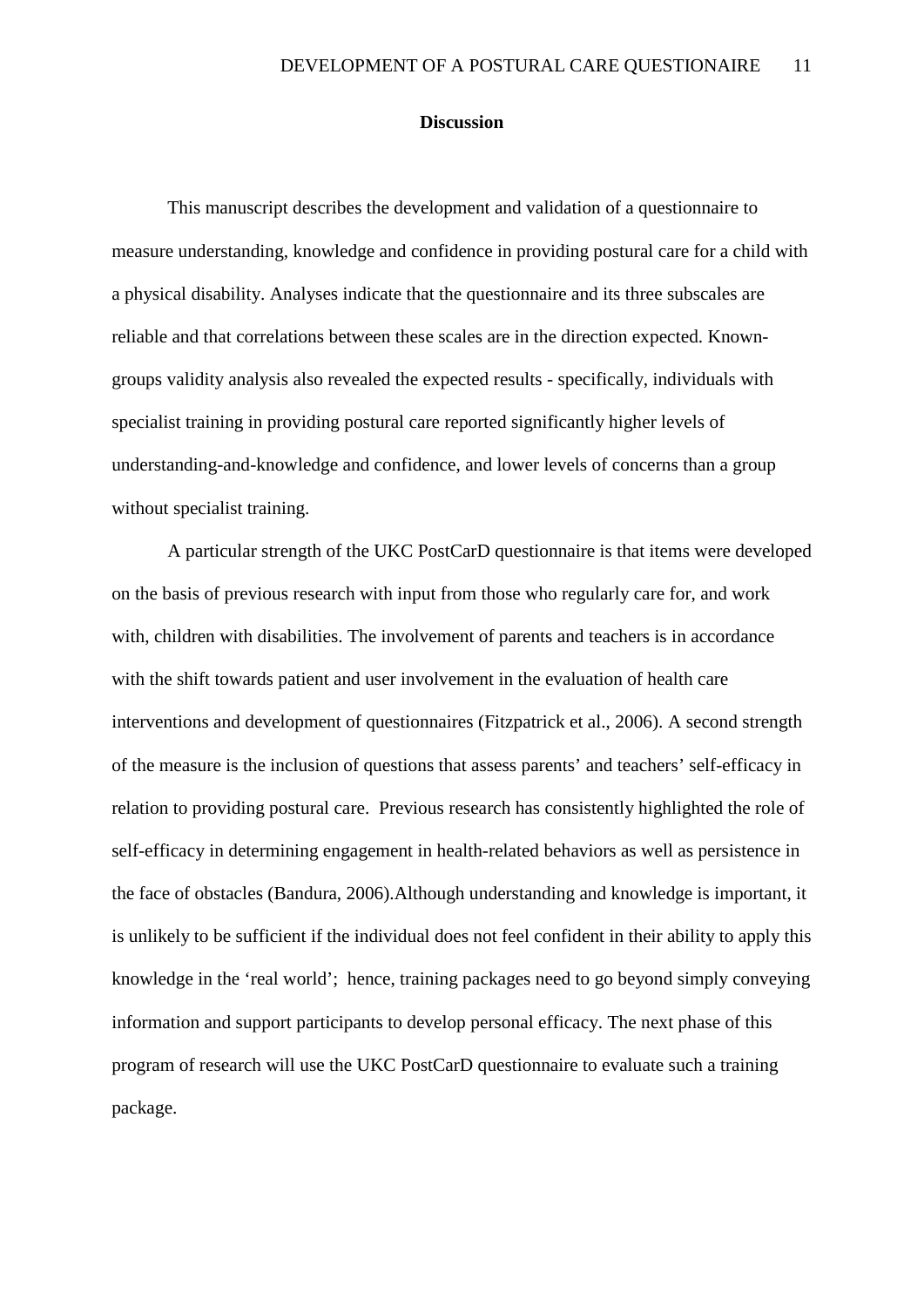## Discussion

This manuscript describes the development and validation of a questionnaire to measure understanding, knowledge and confidence in providing postural care for a child with a physical disability. Analyses indicate that the questionnaire and its three subscales are reliable and that correlations between these scales are in the direction expected. Known-groups validity analysis also revealed the expected results - specifically, individuals with specialist training in providing postural care reported significantly higher levels of understanding-and-knowledge and confidence, and lower levels of concerns than a group without specialist training.

A particular strength of the UKC PostCarD questionnaire is that items were developed on the basis of previous research with input from those who regularly care for, and work with, children with disabilities. The involvement of parents and teachers is in accordance with the shift towards patient and user involvement in the evaluation of health care interventions and development of questionnaires (Fitzpatrick et al., 2006). A second strength of the measure is the inclusion of questions that assess parents' and teachers' self-efficacy in relation to providing postural care. Previous research has consistently highlighted the role of self-efficacy in determining engagement in health-related behaviors as well as persistence in the face of obstacles (Bandura, 2006).Although understanding and knowledge is important, it is unlikely to be sufficient if the individual does not feel confident in their ability to apply this knowledge in the 'real world'; hence, training packages need to go beyond simply conveying information and support participants to develop personal efficacy. The next phase of this program of research will use the UKC PostCarD questionnaire to evaluate such a training package.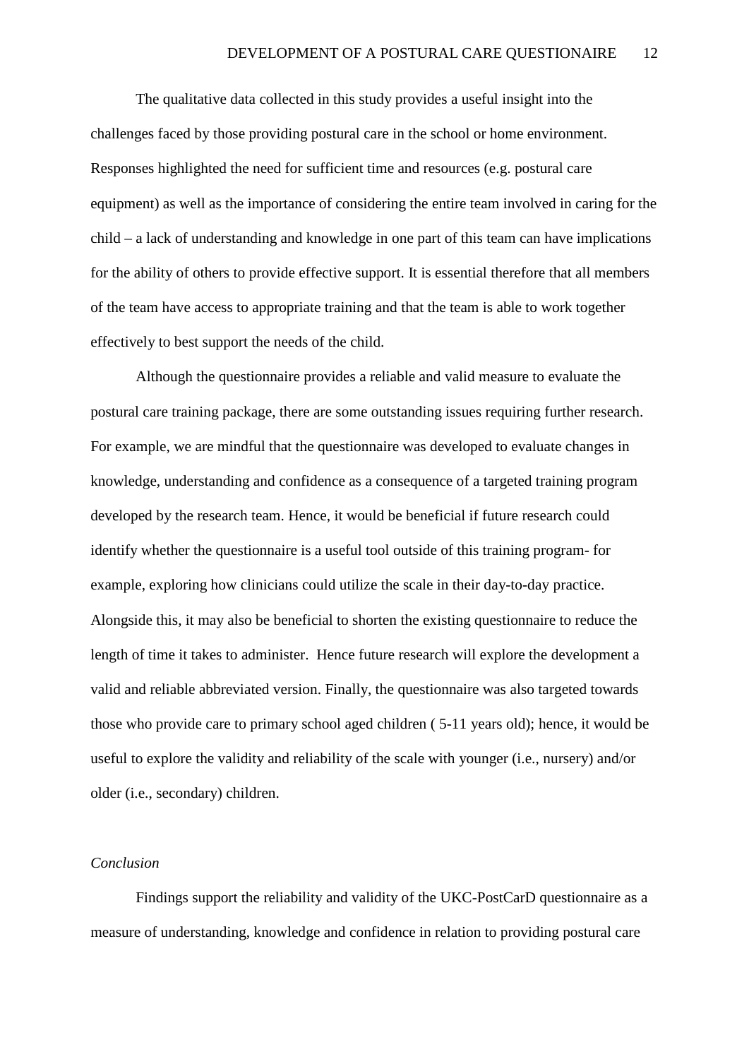The qualitative data collected in this study provides a useful insight into the challenges faced by those providing postural care in the school or home environment. Responses highlighted the need for sufficient time and resources (e.g. postural care equipment) as well as the importance of considering the entire team involved in caring for the child – a lack of understanding and knowledge in one part of this team can have implications for the ability of others to provide effective support. It is essential therefore that all members of the team have access to appropriate training and that the team is able to work together effectively to best support the needs of the child.

Although the questionnaire provides a reliable and valid measure to evaluate the postural care training package, there are some outstanding issues requiring further research. For example, we are mindful that the questionnaire was developed to evaluate changes in knowledge, understanding and confidence as a consequence of a targeted training program developed by the research team. Hence, it would be beneficial if future research could identify whether the questionnaire is a useful tool outside of this training program- for example, exploring how clinicians could utilize the scale in their day-to-day practice. Alongside this, it may also be beneficial to shorten the existing questionnaire to reduce the length of time it takes to administer. Hence future research will explore the development a valid and reliable abbreviated version. Finally, the questionnaire was also targeted towards those who provide care to primary school aged children ( 5-11 years old); hence, it would be useful to explore the validity and reliability of the scale with younger (i.e., nursery) and/or older (i.e., secondary) children.

*Conclusion*

Findings support the reliability and validity of the UKC-PostCarD questionnaire as a measure of understanding, knowledge and confidence in relation to providing postural care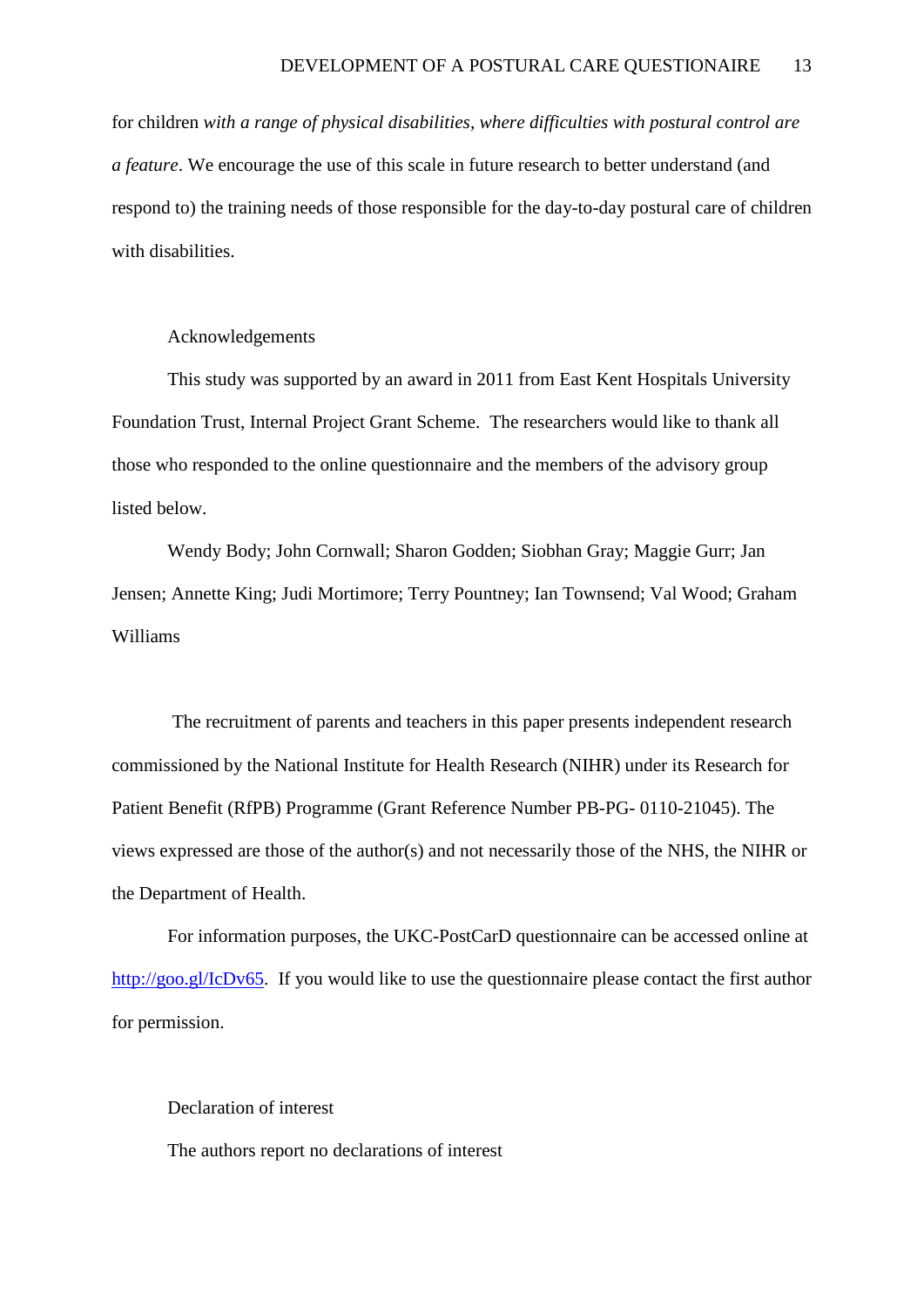for children *with a range of physical disabilities, where difficulties with postural control are a feature*. We encourage the use of this scale in future research to better understand (and respond to) the training needs of those responsible for the day-to-day postural care of children with disabilities.

## Acknowledgements

This study was supported by an award in 2011 from East Kent Hospitals University Foundation Trust, Internal Project Grant Scheme. The researchers would like to thank all those who responded to the online questionnaire and the members of the advisory group listed below.

Wendy Body; John Cornwall; Sharon Godden; Siobhan Gray; Maggie Gurr; Jan Jensen; Annette King; Judi Mortimore; Terry Pountney; Ian Townsend; Val Wood; Graham Williams

The recruitment of parents and teachers in this paper presents independent research commissioned by the National Institute for Health Research (NIHR) under its Research for Patient Benefit (RfPB) Programme (Grant Reference Number PB-PG- 0110-21045). The views expressed are those of the author(s) and not necessarily those of the NHS, the NIHR or the Department of Health.

For information purposes, the UKC-PostCarD questionnaire can be accessed online at http://goo.gl/IcDv65. If you would like to use the questionnaire please contact the first author for permission.

## Declaration of interest

The authors report no declarations of interest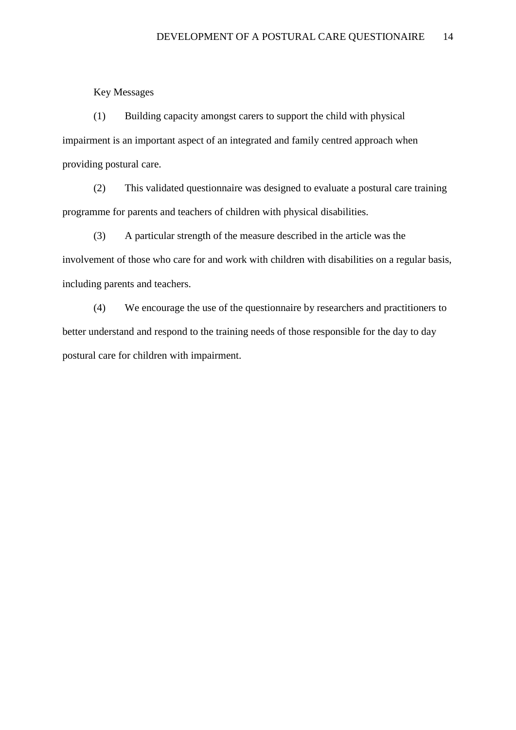Key Messages

(1) Building capacity amongst carers to support the child with physical impairment is an important aspect of an integrated and family centred approach when providing postural care.

(2) This validated questionnaire was designed to evaluate a postural care training programme for parents and teachers of children with physical disabilities.

(3) A particular strength of the measure described in the article was the involvement of those who care for and work with children with disabilities on a regular basis, including parents and teachers.

(4) We encourage the use of the questionnaire by researchers and practitioners to better understand and respond to the training needs of those responsible for the day to day postural care for children with impairment.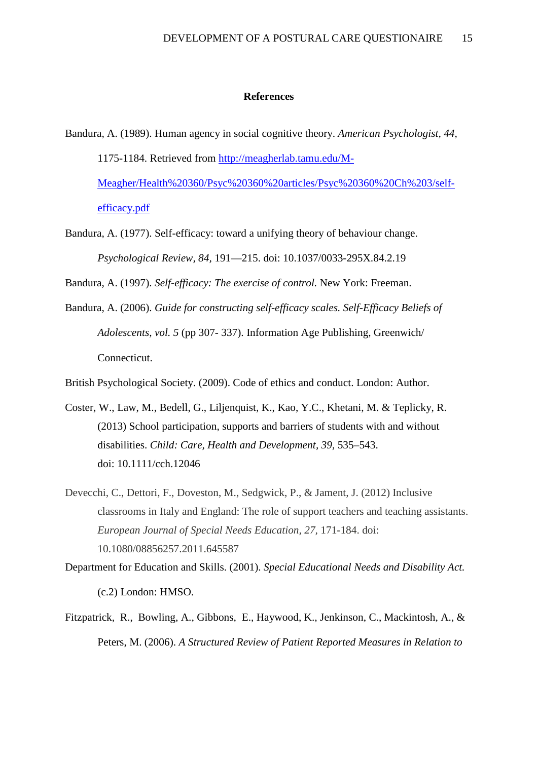# References

Bandura, A. (1989). Human agency in social cognitive theory. *American Psychologist, 44,* 1175-1184. Retrieved from http://meagherlab.tamu.edu/M-Meagher/Health%20360/Psyc%20360%20articles/Psyc%20360%20Ch%203/self-efficacy.pdf

Bandura, A. (1977). Self-efficacy: toward a unifying theory of behaviour change. *Psychological Review, 84,* 191—215. doi: 10.1037/0033-295X.84.2.19

Bandura, A. (1997). *Self-efficacy: The exercise of control.* New York: Freeman.

Bandura, A. (2006). *Guide for constructing self-efficacy scales. Self-Efficacy Beliefs of Adolescents, vol. 5* (pp 307- 337). Information Age Publishing, Greenwich/ Connecticut.

British Psychological Society. (2009). Code of ethics and conduct. London: Author.

Coster, W., Law, M., Bedell, G., Liljenquist, K., Kao, Y.C., Khetani, M. & Teplicky, R. (2013) School participation, supports and barriers of students with and without disabilities. *Child: Care, Health and Development, 39,* 535–543. doi: 10.1111/cch.12046

Devecchi, C., Dettori, F., Doveston, M., Sedgwick, P., & Jament, J. (2012) Inclusive classrooms in Italy and England: The role of support teachers and teaching assistants. *European Journal of Special Needs Education, 27,* 171-184. doi: 10.1080/08856257.2011.645587

Department for Education and Skills. (2001). *Special Educational Needs and Disability Act.* (c.2) London: HMSO.

Fitzpatrick, R., Bowling, A., Gibbons, E., Haywood, K., Jenkinson, C., Mackintosh, A., & Peters, M. (2006). *A Structured Review of Patient Reported Measures in Relation to*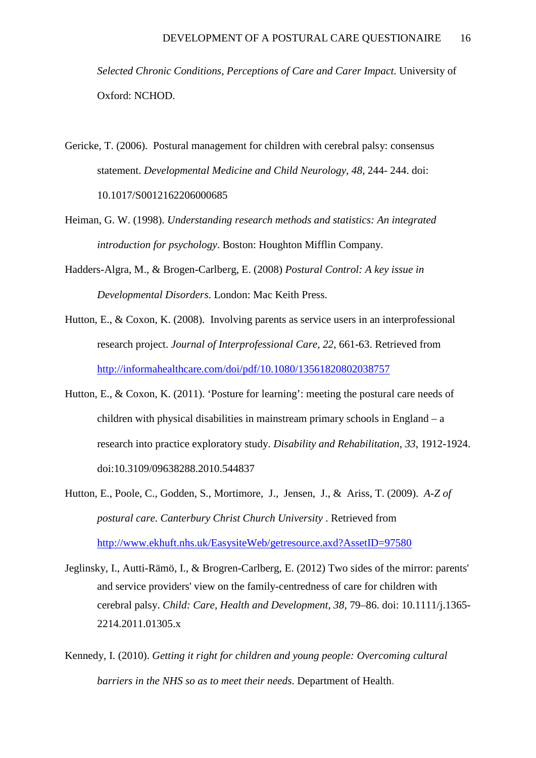*Selected Chronic Conditions, Perceptions of Care and Carer Impact.* University of Oxford: NCHOD.

Gericke, T. (2006). Postural management for children with cerebral palsy: consensus statement. *Developmental Medicine and Child Neurology, 48,* 244- 244. doi: 10.1017/S0012162206000685

Heiman, G. W. (1998). *Understanding research methods and statistics: An integrated introduction for psychology*. Boston: Houghton Mifflin Company.

Hadders-Algra, M., & Brogen-Carlberg, E. (2008) *Postural Control: A key issue in Developmental Disorders*. London: Mac Keith Press.

Hutton, E., & Coxon, K. (2008). Involving parents as service users in an interprofessional research project. *Journal of Interprofessional Care, 22,* 661-63. Retrieved from http://informahealthcare.com/doi/pdf/10.1080/13561820802038757

Hutton, E., & Coxon, K. (2011). 'Posture for learning': meeting the postural care needs of children with physical disabilities in mainstream primary schools in England – a research into practice exploratory study. *Disability and Rehabilitation, 33*, 1912-1924. doi:10.3109/09638288.2010.544837

Hutton, E., Poole, C., Godden, S., Mortimore, J., Jensen, J., & Ariss, T. (2009). *A-Z of postural care. Canterbury Christ Church University* . Retrieved from http://www.ekhuft.nhs.uk/EasysiteWeb/getresource.axd?AssetID=97580

Jeglinsky, I., Autti-Rämö, I., & Brogren-Carlberg, E. (2012) Two sides of the mirror: parents' and service providers' view on the family-centredness of care for children with cerebral palsy. *Child: Care, Health and Development, 38,* 79–86. doi: 10.1111/j.1365-2214.2011.01305.x

Kennedy, I. (2010). *Getting it right for children and young people: Overcoming cultural barriers in the NHS so as to meet their needs*. Department of Health.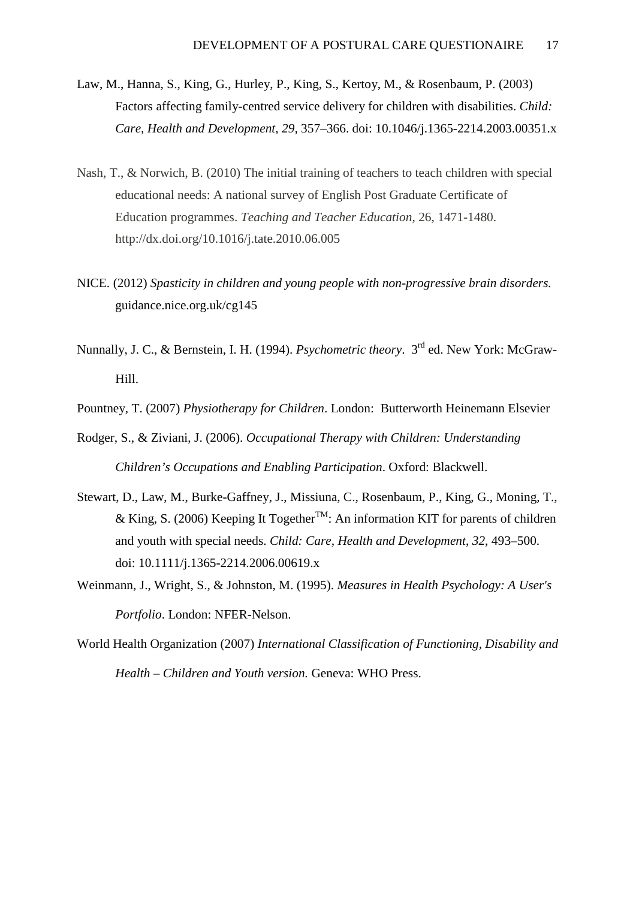Law, M., Hanna, S., King, G., Hurley, P., King, S., Kertoy, M., & Rosenbaum, P. (2003) Factors affecting family-centred service delivery for children with disabilities. *Child: Care, Health and Development*, *29*, 357–366. doi: 10.1046/j.1365-2214.2003.00351.x

Nash, T., & Norwich, B. (2010) The initial training of teachers to teach children with special educational needs: A national survey of English Post Graduate Certificate of Education programmes. *Teaching and Teacher Education*, 26, 1471-1480. http://dx.doi.org/10.1016/j.tate.2010.06.005

NICE. (2012) *Spasticity in children and young people with non-progressive brain disorders.* guidance.nice.org.uk/cg145

Nunnally, J. C., & Bernstein, I. H. (1994). *Psychometric theory*. 3rd ed. New York: McGraw-Hill.

Pountney, T. (2007) *Physiotherapy for Children*. London: Butterworth Heinemann Elsevier

Rodger, S., & Ziviani, J. (2006). *Occupational Therapy with Children: Understanding Children's Occupations and Enabling Participation*. Oxford: Blackwell.

Stewart, D., Law, M., Burke-Gaffney, J., Missiuna, C., Rosenbaum, P., King, G., Moning, T., & King, S. (2006) Keeping It Together™: An information KIT for parents of children and youth with special needs. *Child: Care, Health and Development*, *32*, 493–500. doi: 10.1111/j.1365-2214.2006.00619.x

Weinmann, J., Wright, S., & Johnston, M. (1995). *Measures in Health Psychology: A User's Portfolio*. London: NFER-Nelson.

World Health Organization (2007) *International Classification of Functioning, Disability and Health – Children and Youth version.* Geneva: WHO Press.